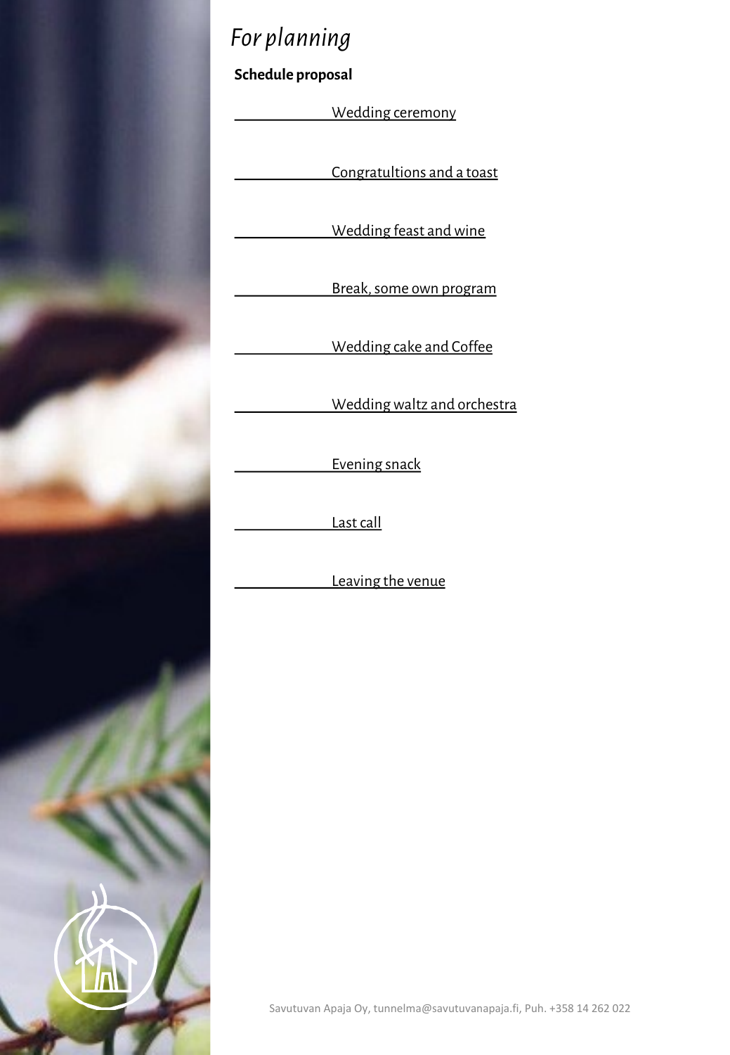# *For planning*

**Schedule proposal**

\_\_\_\_\_\_\_\_\_\_\_\_ Wedding ceremony

\_\_\_\_\_\_\_\_\_\_\_\_ Congratultions and a toast

\_\_\_\_\_\_\_\_\_\_\_\_ Wedding feast and wine

\_\_\_\_\_\_\_\_\_\_\_\_ Break, some own program

\_\_\_\_\_\_\_\_\_\_\_\_ Wedding cake and Coffee

\_\_\_\_\_\_\_\_\_\_\_\_ Wedding waltz and orchestra

\_\_\_\_\_\_\_\_\_\_\_\_ Evening snack

\_\_\_\_\_\_\_\_\_\_\_\_ Last call

\_\_\_\_\_\_\_\_\_\_\_\_ Leaving the venue

Savutuvan Apaja Oy, tunnelma@savutuvanapaja.fi, Puh. +358 14 262 022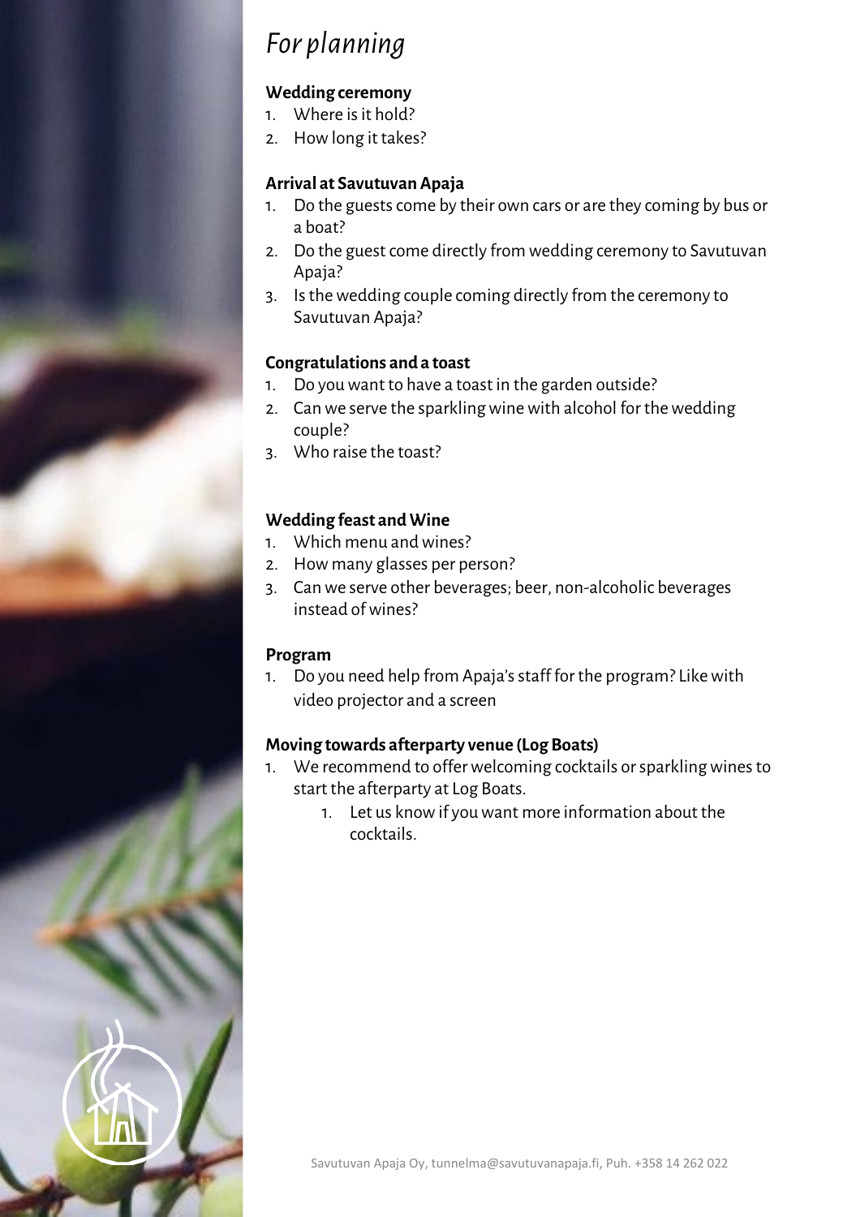# *For planning*

**Wedding ceremony**

1. Where is it hold?
2. How long it takes?

**Arrival at Savutuvan Apaja**

1. Do the guests come by their own cars or are they coming by bus or a boat?
2. Do the guest come directly from wedding ceremony to Savutuvan Apaja?
3. Is the wedding couple coming directly from the ceremony to Savutuvan Apaja?

**Congratulations and a toast**

1. Do you want to have a toast in the garden outside?
2. Can we serve the sparkling wine with alcohol for the wedding couple?
3. Who raise the toast?

**Wedding feast and Wine**

1. Which menu and wines?
2. How many glasses per person?
3. Can we serve other beverages; beer, non-alcoholic beverages instead of wines?

**Program**

1. Do you need help from Apaja's staff for the program? Like with video projector and a screen

**Moving towards afterparty venue (Log Boats)**

1. We recommend to offer welcoming cocktails or sparkling wines to start the afterparty at Log Boats.
   1. Let us know if you want more information about the cocktails.

Savutuvan Apaja Oy, tunnelma@savutuvanapaja.fi, Puh. +358 14 262 022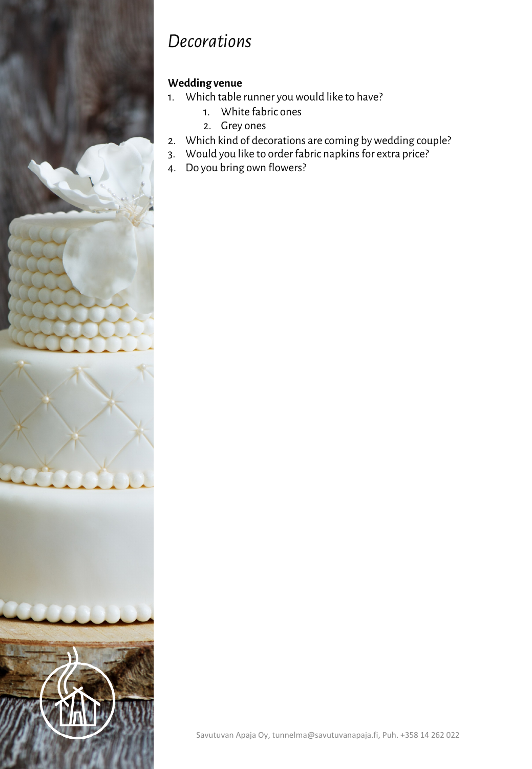# *Decorations*

**Wedding venue**

1. Which table runner you would like to have?
    1. White fabric ones
    2. Grey ones
2. Which kind of decorations are coming by wedding couple?
3. Would you like to order fabric napkins for extra price?
4. Do you bring own flowers?